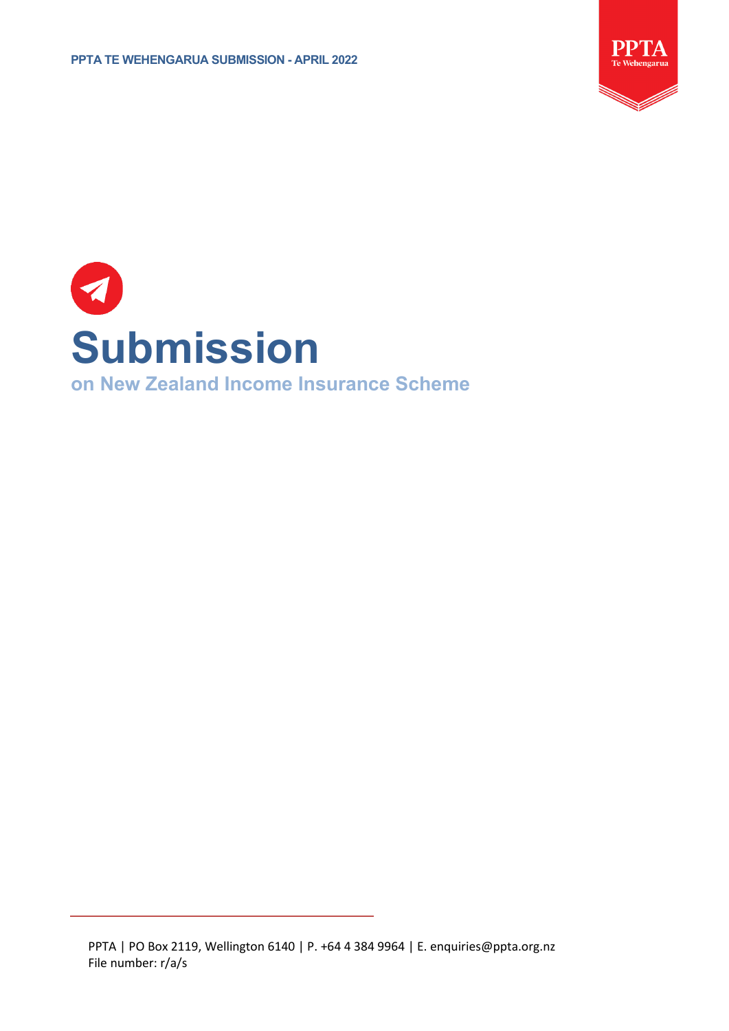PPTA TE WEHENGARUA SUBMISSION - APRIL 2022

# Submission

## on New Zealand Income Insurance Scheme

PPTA | PO Box 2119, Wellington 6140 | P. +64 4 384 9964 | E. enquiries@ppta.org.nz
File number: r/a/s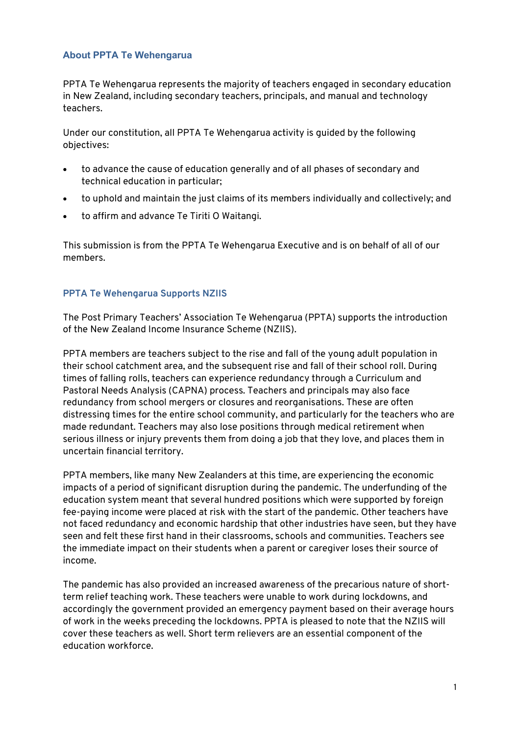## About PPTA Te Wehengarua

PPTA Te Wehengarua represents the majority of teachers engaged in secondary education in New Zealand, including secondary teachers, principals, and manual and technology teachers.

Under our constitution, all PPTA Te Wehengarua activity is guided by the following objectives:

- to advance the cause of education generally and of all phases of secondary and technical education in particular;
- to uphold and maintain the just claims of its members individually and collectively; and
- to affirm and advance Te Tiriti O Waitangi.

This submission is from the PPTA Te Wehengarua Executive and is on behalf of all of our members.

## PPTA Te Wehengarua Supports NZIIS

The Post Primary Teachers' Association Te Wehengarua (PPTA) supports the introduction of the New Zealand Income Insurance Scheme (NZIIS).

PPTA members are teachers subject to the rise and fall of the young adult population in their school catchment area, and the subsequent rise and fall of their school roll. During times of falling rolls, teachers can experience redundancy through a Curriculum and Pastoral Needs Analysis (CAPNA) process. Teachers and principals may also face redundancy from school mergers or closures and reorganisations. These are often distressing times for the entire school community, and particularly for the teachers who are made redundant. Teachers may also lose positions through medical retirement when serious illness or injury prevents them from doing a job that they love, and places them in uncertain financial territory.

PPTA members, like many New Zealanders at this time, are experiencing the economic impacts of a period of significant disruption during the pandemic. The underfunding of the education system meant that several hundred positions which were supported by foreign fee-paying income were placed at risk with the start of the pandemic. Other teachers have not faced redundancy and economic hardship that other industries have seen, but they have seen and felt these first hand in their classrooms, schools and communities. Teachers see the immediate impact on their students when a parent or caregiver loses their source of income.

The pandemic has also provided an increased awareness of the precarious nature of short-term relief teaching work. These teachers were unable to work during lockdowns, and accordingly the government provided an emergency payment based on their average hours of work in the weeks preceding the lockdowns. PPTA is pleased to note that the NZIIS will cover these teachers as well. Short term relievers are an essential component of the education workforce.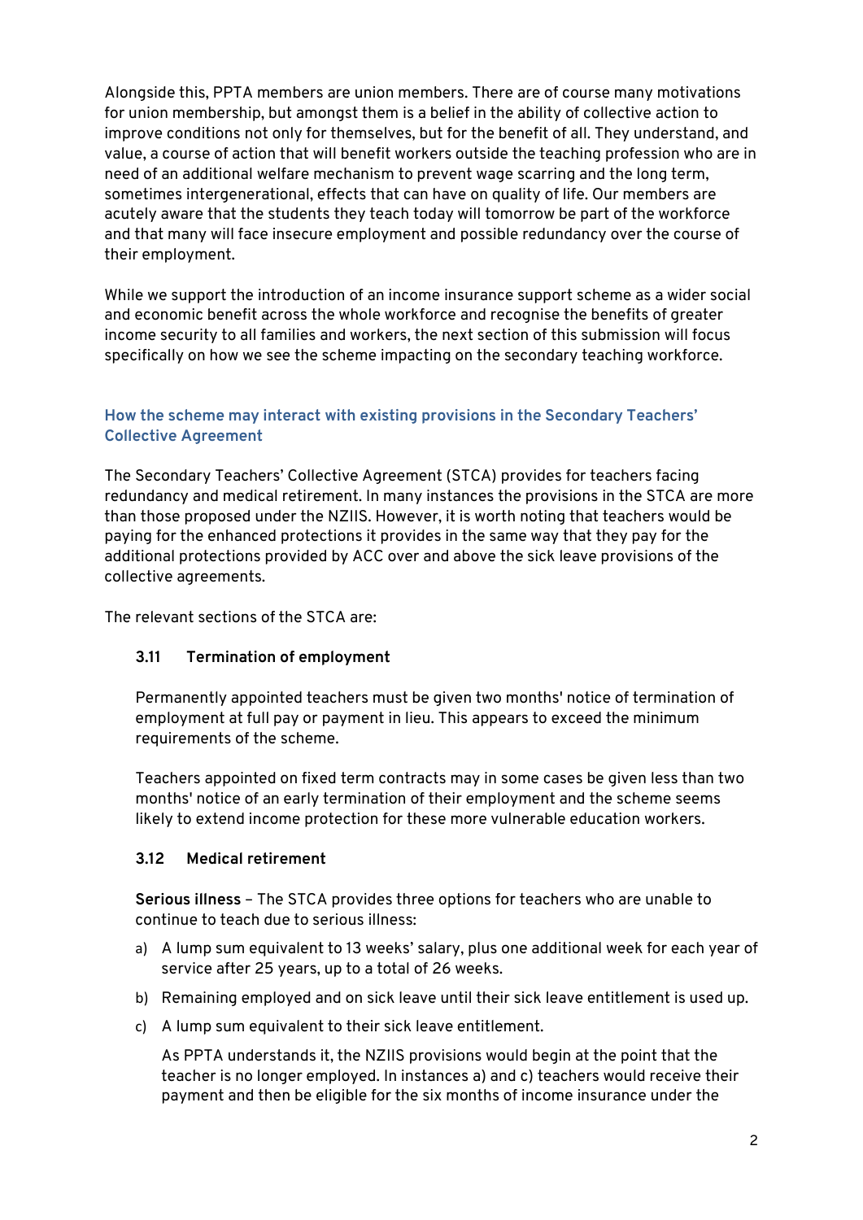Alongside this, PPTA members are union members. There are of course many motivations for union membership, but amongst them is a belief in the ability of collective action to improve conditions not only for themselves, but for the benefit of all. They understand, and value, a course of action that will benefit workers outside the teaching profession who are in need of an additional welfare mechanism to prevent wage scarring and the long term, sometimes intergenerational, effects that can have on quality of life. Our members are acutely aware that the students they teach today will tomorrow be part of the workforce and that many will face insecure employment and possible redundancy over the course of their employment.

While we support the introduction of an income insurance support scheme as a wider social and economic benefit across the whole workforce and recognise the benefits of greater income security to all families and workers, the next section of this submission will focus specifically on how we see the scheme impacting on the secondary teaching workforce.

### How the scheme may interact with existing provisions in the Secondary Teachers' Collective Agreement

The Secondary Teachers' Collective Agreement (STCA) provides for teachers facing redundancy and medical retirement. In many instances the provisions in the STCA are more than those proposed under the NZIIS. However, it is worth noting that teachers would be paying for the enhanced protections it provides in the same way that they pay for the additional protections provided by ACC over and above the sick leave provisions of the collective agreements.

The relevant sections of the STCA are:

**3.11 Termination of employment**

Permanently appointed teachers must be given two months' notice of termination of employment at full pay or payment in lieu. This appears to exceed the minimum requirements of the scheme.

Teachers appointed on fixed term contracts may in some cases be given less than two months' notice of an early termination of their employment and the scheme seems likely to extend income protection for these more vulnerable education workers.

**3.12 Medical retirement**

**Serious illness** – The STCA provides three options for teachers who are unable to continue to teach due to serious illness:

a) A lump sum equivalent to 13 weeks' salary, plus one additional week for each year of service after 25 years, up to a total of 26 weeks.
b) Remaining employed and on sick leave until their sick leave entitlement is used up.
c) A lump sum equivalent to their sick leave entitlement.

As PPTA understands it, the NZIIS provisions would begin at the point that the teacher is no longer employed. In instances a) and c) teachers would receive their payment and then be eligible for the six months of income insurance under the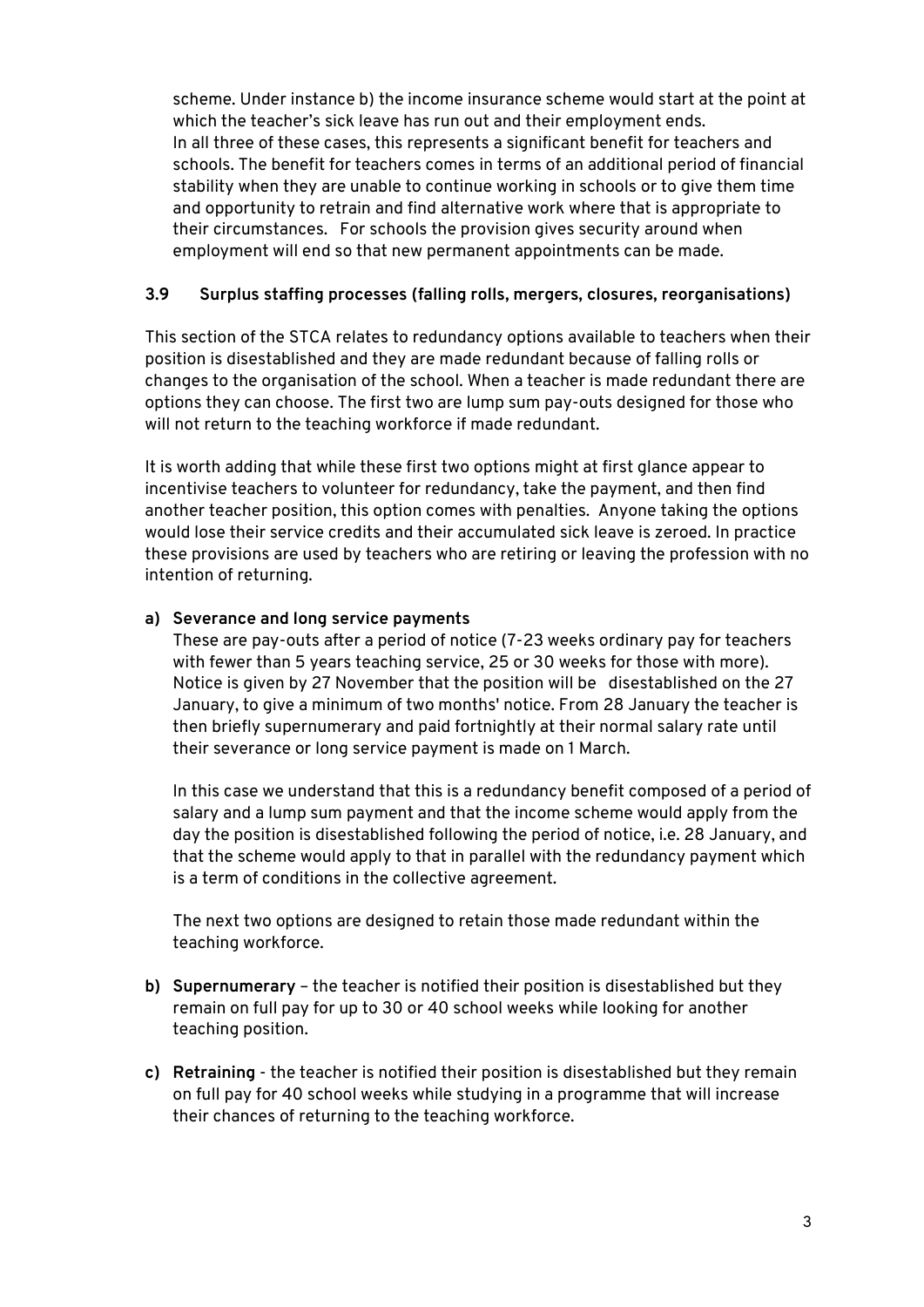scheme. Under instance b) the income insurance scheme would start at the point at which the teacher's sick leave has run out and their employment ends. In all three of these cases, this represents a significant benefit for teachers and schools. The benefit for teachers comes in terms of an additional period of financial stability when they are unable to continue working in schools or to give them time and opportunity to retrain and find alternative work where that is appropriate to their circumstances. For schools the provision gives security around when employment will end so that new permanent appointments can be made.

### 3.9 Surplus staffing processes (falling rolls, mergers, closures, reorganisations)

This section of the STCA relates to redundancy options available to teachers when their position is disestablished and they are made redundant because of falling rolls or changes to the organisation of the school. When a teacher is made redundant there are options they can choose. The first two are lump sum pay-outs designed for those who will not return to the teaching workforce if made redundant.

It is worth adding that while these first two options might at first glance appear to incentivise teachers to volunteer for redundancy, take the payment, and then find another teacher position, this option comes with penalties. Anyone taking the options would lose their service credits and their accumulated sick leave is zeroed. In practice these provisions are used by teachers who are retiring or leaving the profession with no intention of returning.

**a) Severance and long service payments**

These are pay-outs after a period of notice (7-23 weeks ordinary pay for teachers with fewer than 5 years teaching service, 25 or 30 weeks for those with more). Notice is given by 27 November that the position will be disestablished on the 27 January, to give a minimum of two months' notice. From 28 January the teacher is then briefly supernumerary and paid fortnightly at their normal salary rate until their severance or long service payment is made on 1 March.

In this case we understand that this is a redundancy benefit composed of a period of salary and a lump sum payment and that the income scheme would apply from the day the position is disestablished following the period of notice, i.e. 28 January, and that the scheme would apply to that in parallel with the redundancy payment which is a term of conditions in the collective agreement.

The next two options are designed to retain those made redundant within the teaching workforce.

**b) Supernumerary** – the teacher is notified their position is disestablished but they remain on full pay for up to 30 or 40 school weeks while looking for another teaching position.

**c) Retraining** - the teacher is notified their position is disestablished but they remain on full pay for 40 school weeks while studying in a programme that will increase their chances of returning to the teaching workforce.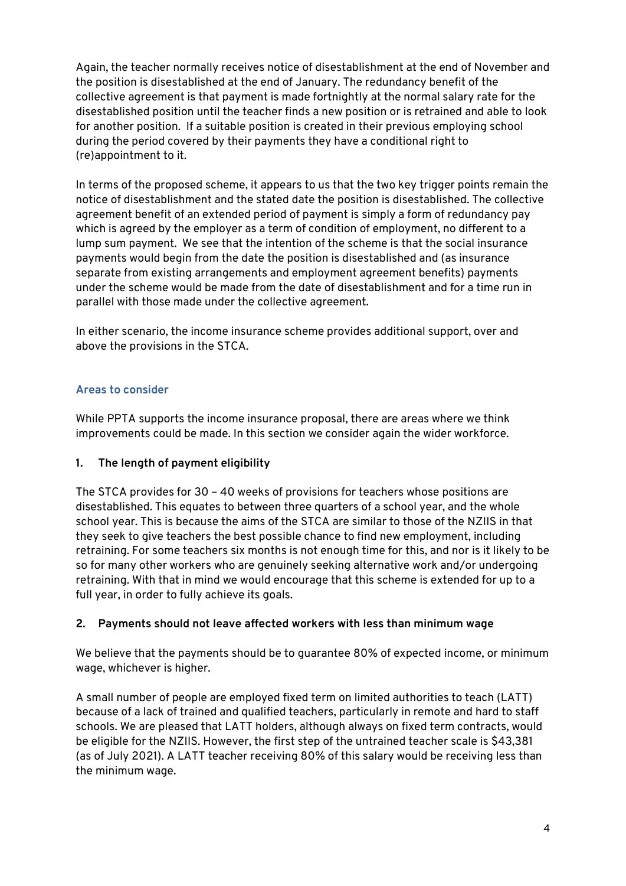Again, the teacher normally receives notice of disestablishment at the end of November and the position is disestablished at the end of January. The redundancy benefit of the collective agreement is that payment is made fortnightly at the normal salary rate for the disestablished position until the teacher finds a new position or is retrained and able to look for another position. If a suitable position is created in their previous employing school during the period covered by their payments they have a conditional right to (re)appointment to it.

In terms of the proposed scheme, it appears to us that the two key trigger points remain the notice of disestablishment and the stated date the position is disestablished. The collective agreement benefit of an extended period of payment is simply a form of redundancy pay which is agreed by the employer as a term of condition of employment, no different to a lump sum payment. We see that the intention of the scheme is that the social insurance payments would begin from the date the position is disestablished and (as insurance separate from existing arrangements and employment agreement benefits) payments under the scheme would be made from the date of disestablishment and for a time run in parallel with those made under the collective agreement.

In either scenario, the income insurance scheme provides additional support, over and above the provisions in the STCA.

## Areas to consider

While PPTA supports the income insurance proposal, there are areas where we think improvements could be made. In this section we consider again the wider workforce.

### 1. The length of payment eligibility

The STCA provides for 30 – 40 weeks of provisions for teachers whose positions are disestablished. This equates to between three quarters of a school year, and the whole school year. This is because the aims of the STCA are similar to those of the NZIIS in that they seek to give teachers the best possible chance to find new employment, including retraining. For some teachers six months is not enough time for this, and nor is it likely to be so for many other workers who are genuinely seeking alternative work and/or undergoing retraining. With that in mind we would encourage that this scheme is extended for up to a full year, in order to fully achieve its goals.

### 2. Payments should not leave affected workers with less than minimum wage

We believe that the payments should be to guarantee 80% of expected income, or minimum wage, whichever is higher.

A small number of people are employed fixed term on limited authorities to teach (LATT) because of a lack of trained and qualified teachers, particularly in remote and hard to staff schools. We are pleased that LATT holders, although always on fixed term contracts, would be eligible for the NZIIS. However, the first step of the untrained teacher scale is $43,381 (as of July 2021). A LATT teacher receiving 80% of this salary would be receiving less than the minimum wage.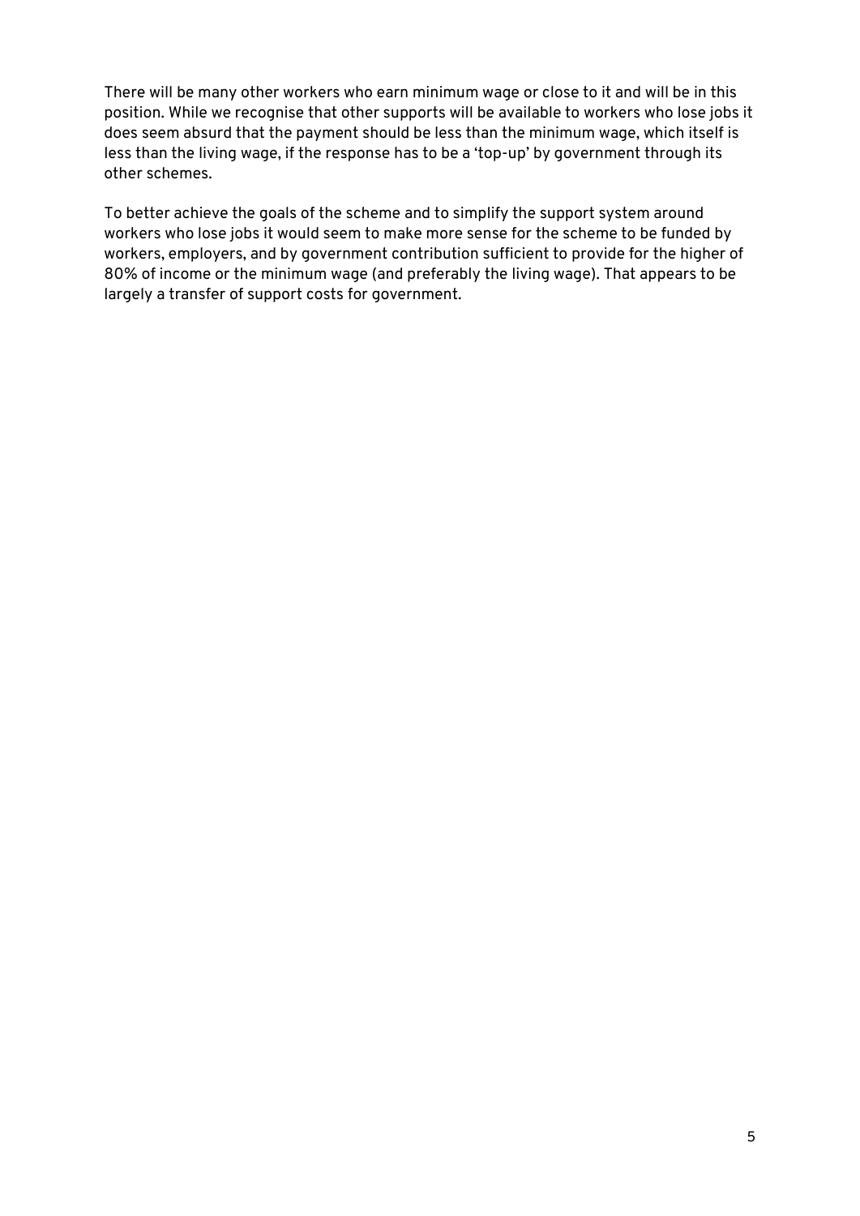There will be many other workers who earn minimum wage or close to it and will be in this position. While we recognise that other supports will be available to workers who lose jobs it does seem absurd that the payment should be less than the minimum wage, which itself is less than the living wage, if the response has to be a 'top-up' by government through its other schemes.

To better achieve the goals of the scheme and to simplify the support system around workers who lose jobs it would seem to make more sense for the scheme to be funded by workers, employers, and by government contribution sufficient to provide for the higher of 80% of income or the minimum wage (and preferably the living wage). That appears to be largely a transfer of support costs for government.